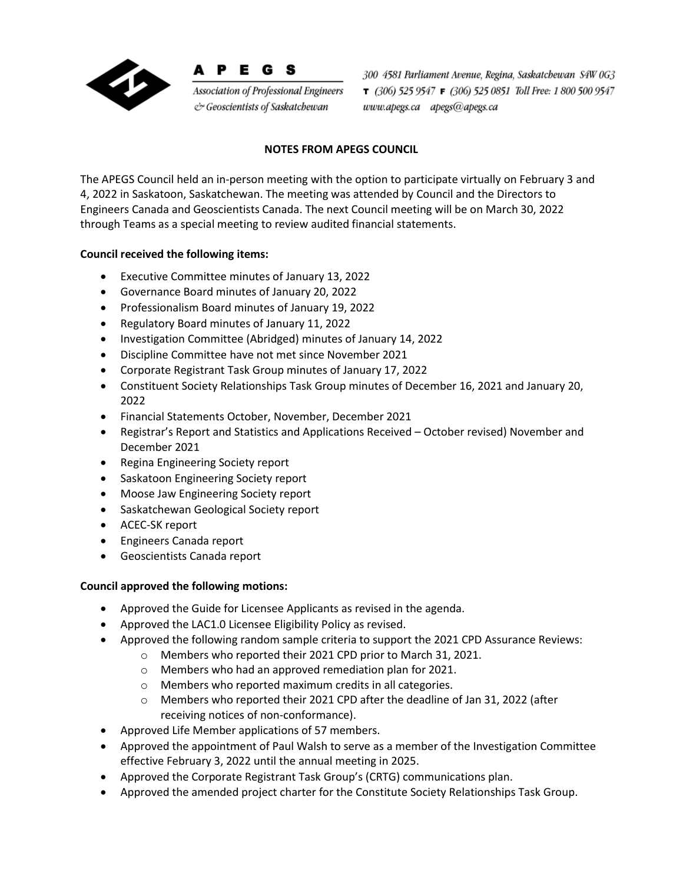**APEGS**

Association of Professional Engineers & Geoscientists of Saskatchewan

*300 4581 Parliament Avenue, Regina, Saskatchewan S4W 0G3*
*T (306) 525 9547 F (306) 525 0851 Toll Free: 1 800 500 9547*
*www.apegs.ca apegs@apegs.ca*

**NOTES FROM APEGS COUNCIL**

The APEGS Council held an in-person meeting with the option to participate virtually on February 3 and 4, 2022 in Saskatoon, Saskatchewan. The meeting was attended by Council and the Directors to Engineers Canada and Geoscientists Canada. The next Council meeting will be on March 30, 2022 through Teams as a special meeting to review audited financial statements.

**Council received the following items:**

- Executive Committee minutes of January 13, 2022
- Governance Board minutes of January 20, 2022
- Professionalism Board minutes of January 19, 2022
- Regulatory Board minutes of January 11, 2022
- Investigation Committee (Abridged) minutes of January 14, 2022
- Discipline Committee have not met since November 2021
- Corporate Registrant Task Group minutes of January 17, 2022
- Constituent Society Relationships Task Group minutes of December 16, 2021 and January 20, 2022
- Financial Statements October, November, December 2021
- Registrar's Report and Statistics and Applications Received – October revised) November and December 2021
- Regina Engineering Society report
- Saskatoon Engineering Society report
- Moose Jaw Engineering Society report
- Saskatchewan Geological Society report
- ACEC-SK report
- Engineers Canada report
- Geoscientists Canada report

**Council approved the following motions:**

- Approved the Guide for Licensee Applicants as revised in the agenda.
- Approved the LAC1.0 Licensee Eligibility Policy as revised.
- Approved the following random sample criteria to support the 2021 CPD Assurance Reviews:
    - Members who reported their 2021 CPD prior to March 31, 2021.
    - Members who had an approved remediation plan for 2021.
    - Members who reported maximum credits in all categories.
    - Members who reported their 2021 CPD after the deadline of Jan 31, 2022 (after receiving notices of non-conformance).
- Approved Life Member applications of 57 members.
- Approved the appointment of Paul Walsh to serve as a member of the Investigation Committee effective February 3, 2022 until the annual meeting in 2025.
- Approved the Corporate Registrant Task Group's (CRTG) communications plan.
- Approved the amended project charter for the Constitute Society Relationships Task Group.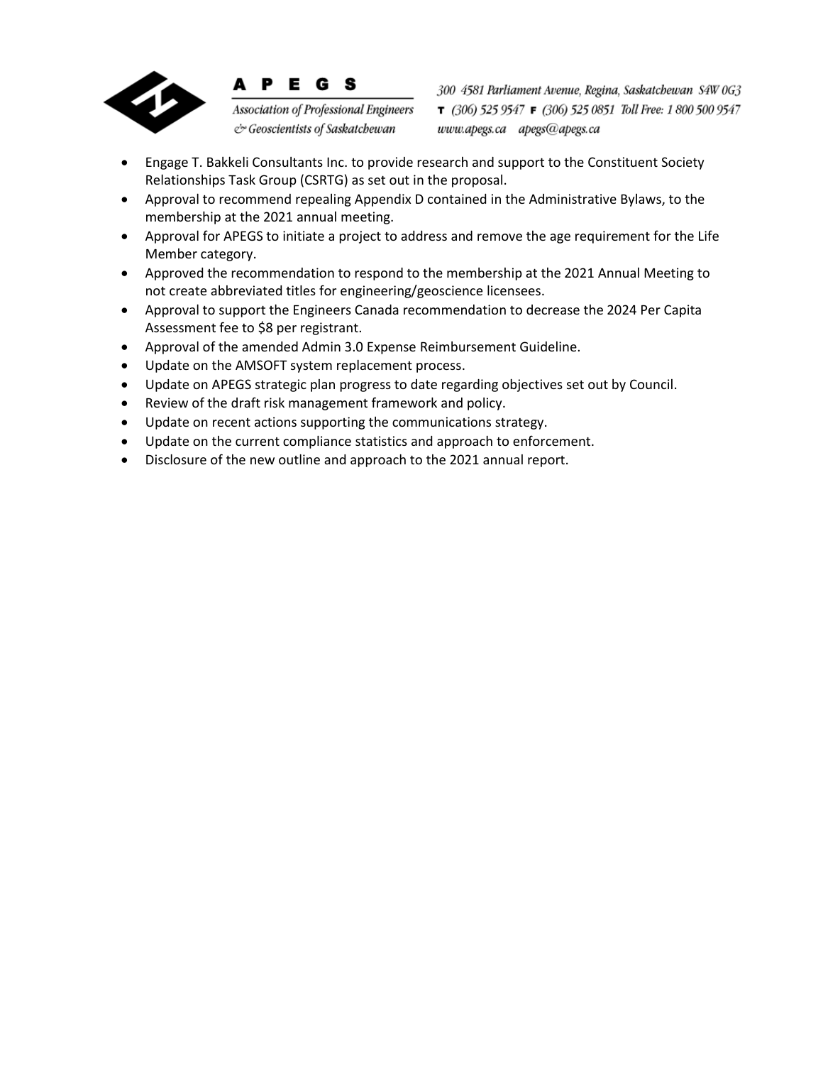- Engage T. Bakkeli Consultants Inc. to provide research and support to the Constituent Society Relationships Task Group (CSRTG) as set out in the proposal.
- Approval to recommend repealing Appendix D contained in the Administrative Bylaws, to the membership at the 2021 annual meeting.
- Approval for APEGS to initiate a project to address and remove the age requirement for the Life Member category.
- Approved the recommendation to respond to the membership at the 2021 Annual Meeting to not create abbreviated titles for engineering/geoscience licensees.
- Approval to support the Engineers Canada recommendation to decrease the 2024 Per Capita Assessment fee to $8 per registrant.
- Approval of the amended Admin 3.0 Expense Reimbursement Guideline.
- Update on the AMSOFT system replacement process.
- Update on APEGS strategic plan progress to date regarding objectives set out by Council.
- Review of the draft risk management framework and policy.
- Update on recent actions supporting the communications strategy.
- Update on the current compliance statistics and approach to enforcement.
- Disclosure of the new outline and approach to the 2021 annual report.